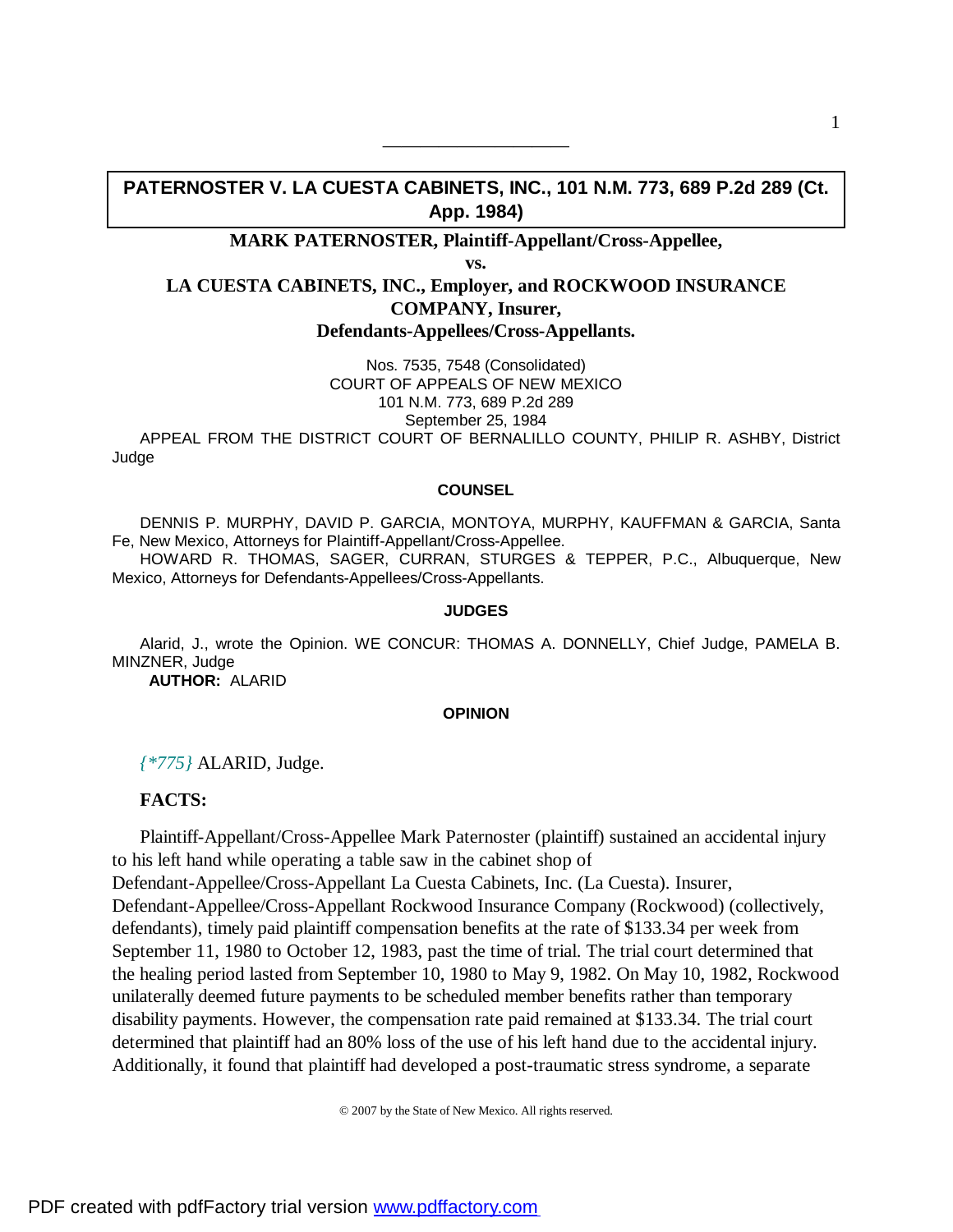## PATERNOSTER V. LA CUESTA CABINETS, INC., 101 N.M. 773, 689 P.2d 289 (Ct. App. 1984)

**MARK PATERNOSTER, Plaintiff-Appellant/Cross-Appellee,**

**vs.**

**LA CUESTA CABINETS, INC., Employer, and ROCKWOOD INSURANCE COMPANY, Insurer, Defendants-Appellees/Cross-Appellants.**

Nos. 7535, 7548 (Consolidated)
COURT OF APPEALS OF NEW MEXICO
101 N.M. 773, 689 P.2d 289
September 25, 1984

APPEAL FROM THE DISTRICT COURT OF BERNALILLO COUNTY, PHILIP R. ASHBY, District Judge

### COUNSEL

DENNIS P. MURPHY, DAVID P. GARCIA, MONTOYA, MURPHY, KAUFFMAN & GARCIA, Santa Fe, New Mexico, Attorneys for Plaintiff-Appellant/Cross-Appellee.

HOWARD R. THOMAS, SAGER, CURRAN, STURGES & TEPPER, P.C., Albuquerque, New Mexico, Attorneys for Defendants-Appellees/Cross-Appellants.

### JUDGES

Alarid, J., wrote the Opinion. WE CONCUR: THOMAS A. DONNELLY, Chief Judge, PAMELA B. MINZNER, Judge

**AUTHOR:** ALARID

### OPINION

*{\*775}* ALARID, Judge.

**FACTS:**

Plaintiff-Appellant/Cross-Appellee Mark Paternoster (plaintiff) sustained an accidental injury to his left hand while operating a table saw in the cabinet shop of Defendant-Appellee/Cross-Appellant La Cuesta Cabinets, Inc. (La Cuesta). Insurer, Defendant-Appellee/Cross-Appellant Rockwood Insurance Company (Rockwood) (collectively, defendants), timely paid plaintiff compensation benefits at the rate of $133.34 per week from September 11, 1980 to October 12, 1983, past the time of trial. The trial court determined that the healing period lasted from September 10, 1980 to May 9, 1982. On May 10, 1982, Rockwood unilaterally deemed future payments to be scheduled member benefits rather than temporary disability payments. However, the compensation rate paid remained at $133.34. The trial court determined that plaintiff had an 80% loss of the use of his left hand due to the accidental injury. Additionally, it found that plaintiff had developed a post-traumatic stress syndrome, a separate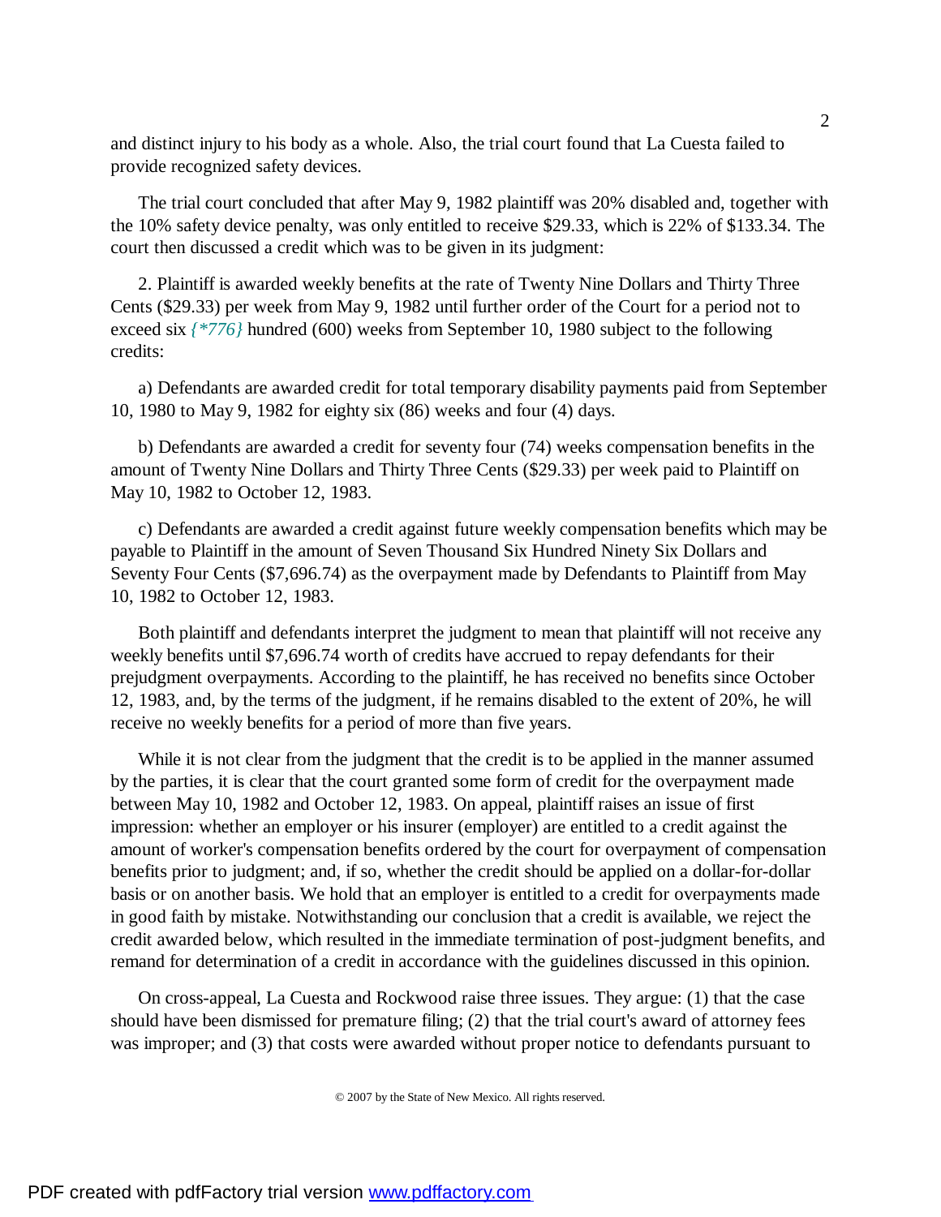and distinct injury to his body as a whole. Also, the trial court found that La Cuesta failed to provide recognized safety devices.

The trial court concluded that after May 9, 1982 plaintiff was 20% disabled and, together with the 10% safety device penalty, was only entitled to receive $29.33, which is 22% of $133.34. The court then discussed a credit which was to be given in its judgment:

2. Plaintiff is awarded weekly benefits at the rate of Twenty Nine Dollars and Thirty Three Cents ($29.33) per week from May 9, 1982 until further order of the Court for a period not to exceed six *{*776}* hundred (600) weeks from September 10, 1980 subject to the following credits:

a) Defendants are awarded credit for total temporary disability payments paid from September 10, 1980 to May 9, 1982 for eighty six (86) weeks and four (4) days.

b) Defendants are awarded a credit for seventy four (74) weeks compensation benefits in the amount of Twenty Nine Dollars and Thirty Three Cents ($29.33) per week paid to Plaintiff on May 10, 1982 to October 12, 1983.

c) Defendants are awarded a credit against future weekly compensation benefits which may be payable to Plaintiff in the amount of Seven Thousand Six Hundred Ninety Six Dollars and Seventy Four Cents ($7,696.74) as the overpayment made by Defendants to Plaintiff from May 10, 1982 to October 12, 1983.

Both plaintiff and defendants interpret the judgment to mean that plaintiff will not receive any weekly benefits until $7,696.74 worth of credits have accrued to repay defendants for their prejudgment overpayments. According to the plaintiff, he has received no benefits since October 12, 1983, and, by the terms of the judgment, if he remains disabled to the extent of 20%, he will receive no weekly benefits for a period of more than five years.

While it is not clear from the judgment that the credit is to be applied in the manner assumed by the parties, it is clear that the court granted some form of credit for the overpayment made between May 10, 1982 and October 12, 1983. On appeal, plaintiff raises an issue of first impression: whether an employer or his insurer (employer) are entitled to a credit against the amount of worker's compensation benefits ordered by the court for overpayment of compensation benefits prior to judgment; and, if so, whether the credit should be applied on a dollar-for-dollar basis or on another basis. We hold that an employer is entitled to a credit for overpayments made in good faith by mistake. Notwithstanding our conclusion that a credit is available, we reject the credit awarded below, which resulted in the immediate termination of post-judgment benefits, and remand for determination of a credit in accordance with the guidelines discussed in this opinion.

On cross-appeal, La Cuesta and Rockwood raise three issues. They argue: (1) that the case should have been dismissed for premature filing; (2) that the trial court's award of attorney fees was improper; and (3) that costs were awarded without proper notice to defendants pursuant to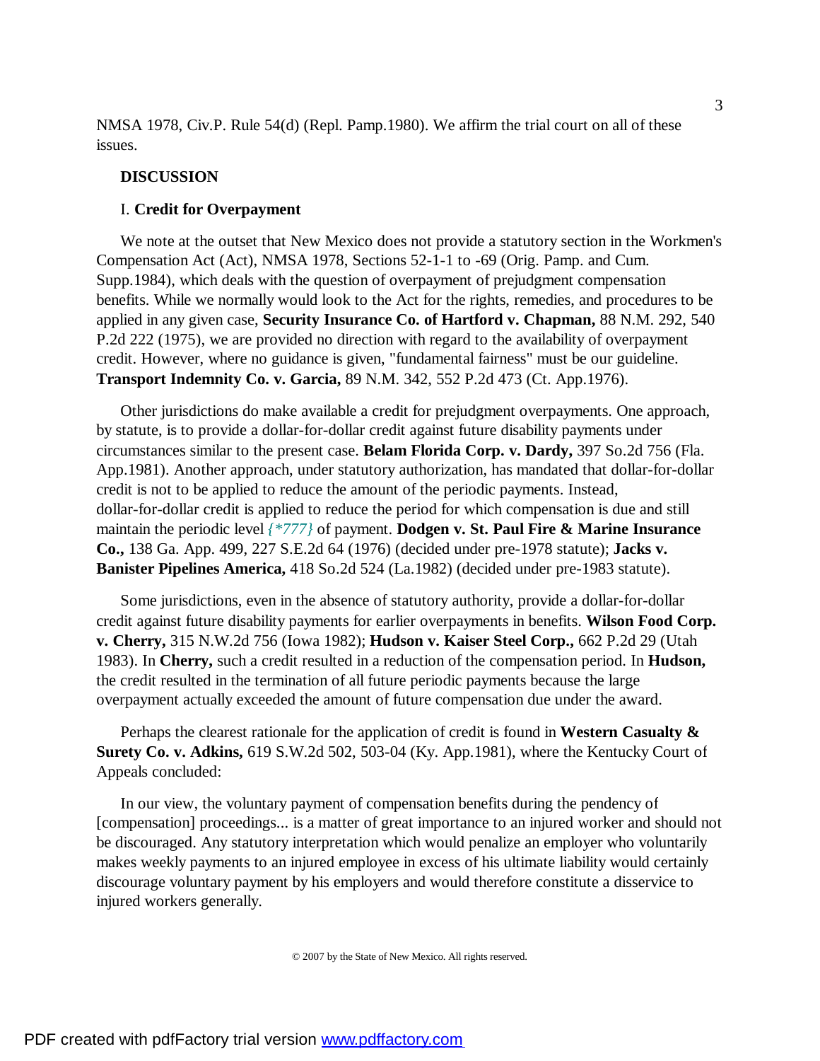NMSA 1978, Civ.P. Rule 54(d) (Repl. Pamp.1980). We affirm the trial court on all of these issues.

## DISCUSSION

### I. Credit for Overpayment

We note at the outset that New Mexico does not provide a statutory section in the Workmen's Compensation Act (Act), NMSA 1978, Sections 52-1-1 to -69 (Orig. Pamp. and Cum. Supp.1984), which deals with the question of overpayment of prejudgment compensation benefits. While we normally would look to the Act for the rights, remedies, and procedures to be applied in any given case, **Security Insurance Co. of Hartford v. Chapman,** 88 N.M. 292, 540 P.2d 222 (1975), we are provided no direction with regard to the availability of overpayment credit. However, where no guidance is given, "fundamental fairness" must be our guideline. **Transport Indemnity Co. v. Garcia,** 89 N.M. 342, 552 P.2d 473 (Ct. App.1976).

Other jurisdictions do make available a credit for prejudgment overpayments. One approach, by statute, is to provide a dollar-for-dollar credit against future disability payments under circumstances similar to the present case. **Belam Florida Corp. v. Dardy,** 397 So.2d 756 (Fla. App.1981). Another approach, under statutory authorization, has mandated that dollar-for-dollar credit is not to be applied to reduce the amount of the periodic payments. Instead, dollar-for-dollar credit is applied to reduce the period for which compensation is due and still maintain the periodic level *{\*777}* of payment. **Dodgen v. St. Paul Fire & Marine Insurance Co.,** 138 Ga. App. 499, 227 S.E.2d 64 (1976) (decided under pre-1978 statute); **Jacks v. Banister Pipelines America,** 418 So.2d 524 (La.1982) (decided under pre-1983 statute).

Some jurisdictions, even in the absence of statutory authority, provide a dollar-for-dollar credit against future disability payments for earlier overpayments in benefits. **Wilson Food Corp. v. Cherry,** 315 N.W.2d 756 (Iowa 1982); **Hudson v. Kaiser Steel Corp.,** 662 P.2d 29 (Utah 1983). In **Cherry,** such a credit resulted in a reduction of the compensation period. In **Hudson,** the credit resulted in the termination of all future periodic payments because the large overpayment actually exceeded the amount of future compensation due under the award.

Perhaps the clearest rationale for the application of credit is found in **Western Casualty & Surety Co. v. Adkins,** 619 S.W.2d 502, 503-04 (Ky. App.1981), where the Kentucky Court of Appeals concluded:

> In our view, the voluntary payment of compensation benefits during the pendency of [compensation] proceedings... is a matter of great importance to an injured worker and should not be discouraged. Any statutory interpretation which would penalize an employer who voluntarily makes weekly payments to an injured employee in excess of his ultimate liability would certainly discourage voluntary payment by his employers and would therefore constitute a disservice to injured workers generally.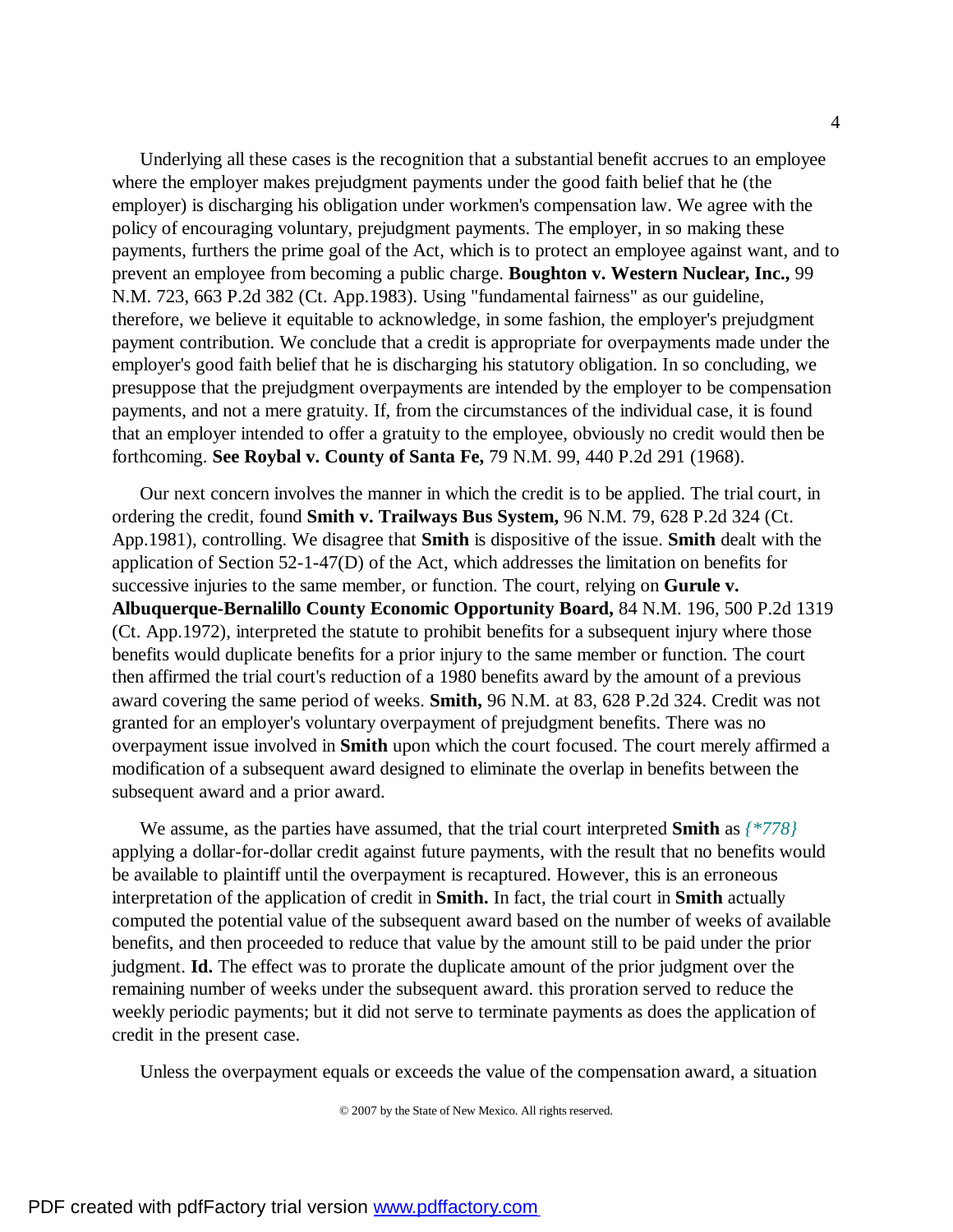Underlying all these cases is the recognition that a substantial benefit accrues to an employee where the employer makes prejudgment payments under the good faith belief that he (the employer) is discharging his obligation under workmen's compensation law. We agree with the policy of encouraging voluntary, prejudgment payments. The employer, in so making these payments, furthers the prime goal of the Act, which is to protect an employee against want, and to prevent an employee from becoming a public charge. **Boughton v. Western Nuclear, Inc.,** 99 N.M. 723, 663 P.2d 382 (Ct. App.1983). Using "fundamental fairness" as our guideline, therefore, we believe it equitable to acknowledge, in some fashion, the employer's prejudgment payment contribution. We conclude that a credit is appropriate for overpayments made under the employer's good faith belief that he is discharging his statutory obligation. In so concluding, we presuppose that the prejudgment overpayments are intended by the employer to be compensation payments, and not a mere gratuity. If, from the circumstances of the individual case, it is found that an employer intended to offer a gratuity to the employee, obviously no credit would then be forthcoming. **See Roybal v. County of Santa Fe,** 79 N.M. 99, 440 P.2d 291 (1968).

Our next concern involves the manner in which the credit is to be applied. The trial court, in ordering the credit, found **Smith v. Trailways Bus System,** 96 N.M. 79, 628 P.2d 324 (Ct. App.1981), controlling. We disagree that **Smith** is dispositive of the issue. **Smith** dealt with the application of Section 52-1-47(D) of the Act, which addresses the limitation on benefits for successive injuries to the same member, or function. The court, relying on **Gurule v. Albuquerque-Bernalillo County Economic Opportunity Board,** 84 N.M. 196, 500 P.2d 1319 (Ct. App.1972), interpreted the statute to prohibit benefits for a subsequent injury where those benefits would duplicate benefits for a prior injury to the same member or function. The court then affirmed the trial court's reduction of a 1980 benefits award by the amount of a previous award covering the same period of weeks. **Smith,** 96 N.M. at 83, 628 P.2d 324. Credit was not granted for an employer's voluntary overpayment of prejudgment benefits. There was no overpayment issue involved in **Smith** upon which the court focused. The court merely affirmed a modification of a subsequent award designed to eliminate the overlap in benefits between the subsequent award and a prior award.

We assume, as the parties have assumed, that the trial court interpreted **Smith** as *{*778}* applying a dollar-for-dollar credit against future payments, with the result that no benefits would be available to plaintiff until the overpayment is recaptured. However, this is an erroneous interpretation of the application of credit in **Smith.** In fact, the trial court in **Smith** actually computed the potential value of the subsequent award based on the number of weeks of available benefits, and then proceeded to reduce that value by the amount still to be paid under the prior judgment. **Id.** The effect was to prorate the duplicate amount of the prior judgment over the remaining number of weeks under the subsequent award. this proration served to reduce the weekly periodic payments; but it did not serve to terminate payments as does the application of credit in the present case.

Unless the overpayment equals or exceeds the value of the compensation award, a situation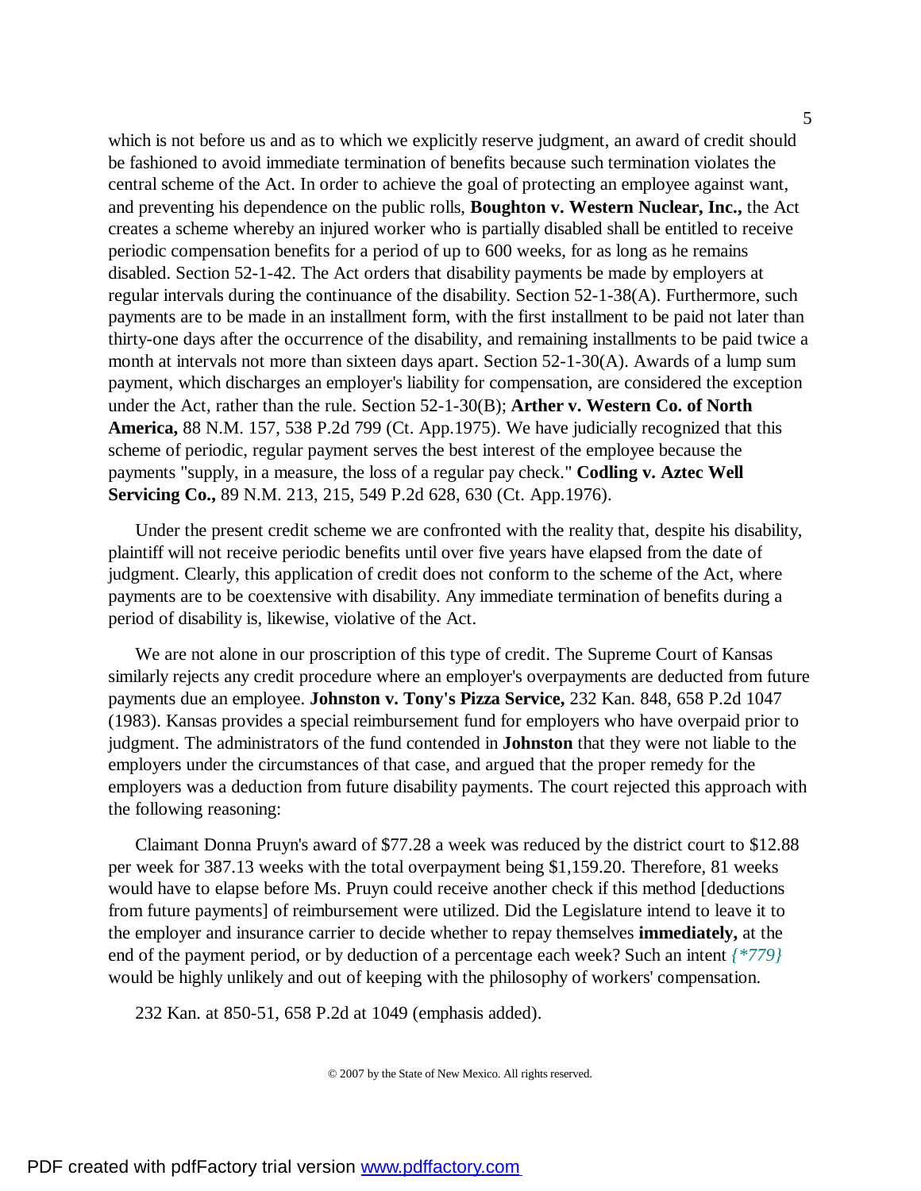which is not before us and as to which we explicitly reserve judgment, an award of credit should be fashioned to avoid immediate termination of benefits because such termination violates the central scheme of the Act. In order to achieve the goal of protecting an employee against want, and preventing his dependence on the public rolls, **Boughton v. Western Nuclear, Inc.,** the Act creates a scheme whereby an injured worker who is partially disabled shall be entitled to receive periodic compensation benefits for a period of up to 600 weeks, for as long as he remains disabled. Section 52-1-42. The Act orders that disability payments be made by employers at regular intervals during the continuance of the disability. Section 52-1-38(A). Furthermore, such payments are to be made in an installment form, with the first installment to be paid not later than thirty-one days after the occurrence of the disability, and remaining installments to be paid twice a month at intervals not more than sixteen days apart. Section 52-1-30(A). Awards of a lump sum payment, which discharges an employer's liability for compensation, are considered the exception under the Act, rather than the rule. Section 52-1-30(B); **Arther v. Western Co. of North America,** 88 N.M. 157, 538 P.2d 799 (Ct. App.1975). We have judicially recognized that this scheme of periodic, regular payment serves the best interest of the employee because the payments "supply, in a measure, the loss of a regular pay check." **Codling v. Aztec Well Servicing Co.,** 89 N.M. 213, 215, 549 P.2d 628, 630 (Ct. App.1976).

Under the present credit scheme we are confronted with the reality that, despite his disability, plaintiff will not receive periodic benefits until over five years have elapsed from the date of judgment. Clearly, this application of credit does not conform to the scheme of the Act, where payments are to be coextensive with disability. Any immediate termination of benefits during a period of disability is, likewise, violative of the Act.

We are not alone in our proscription of this type of credit. The Supreme Court of Kansas similarly rejects any credit procedure where an employer's overpayments are deducted from future payments due an employee. **Johnston v. Tony's Pizza Service,** 232 Kan. 848, 658 P.2d 1047 (1983). Kansas provides a special reimbursement fund for employers who have overpaid prior to judgment. The administrators of the fund contended in **Johnston** that they were not liable to the employers under the circumstances of that case, and argued that the proper remedy for the employers was a deduction from future disability payments. The court rejected this approach with the following reasoning:

Claimant Donna Pruyn's award of $77.28 a week was reduced by the district court to $12.88 per week for 387.13 weeks with the total overpayment being $1,159.20. Therefore, 81 weeks would have to elapse before Ms. Pruyn could receive another check if this method [deductions from future payments] of reimbursement were utilized. Did the Legislature intend to leave it to the employer and insurance carrier to decide whether to repay themselves **immediately,** at the end of the payment period, or by deduction of a percentage each week? Such an intent *{*779}* would be highly unlikely and out of keeping with the philosophy of workers' compensation.

232 Kan. at 850-51, 658 P.2d at 1049 (emphasis added).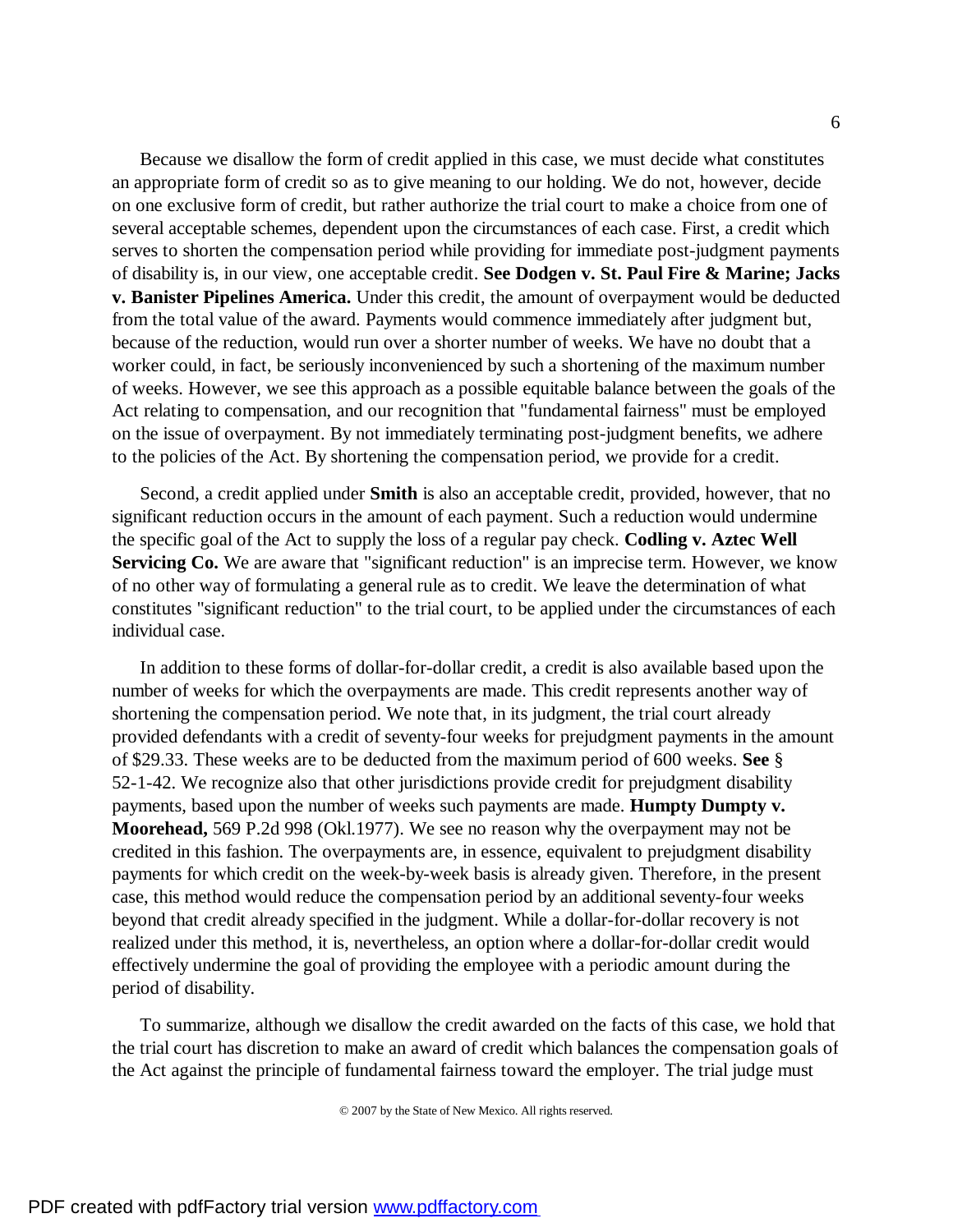Because we disallow the form of credit applied in this case, we must decide what constitutes an appropriate form of credit so as to give meaning to our holding. We do not, however, decide on one exclusive form of credit, but rather authorize the trial court to make a choice from one of several acceptable schemes, dependent upon the circumstances of each case. First, a credit which serves to shorten the compensation period while providing for immediate post-judgment payments of disability is, in our view, one acceptable credit. **See Dodgen v. St. Paul Fire & Marine; Jacks v. Banister Pipelines America.** Under this credit, the amount of overpayment would be deducted from the total value of the award. Payments would commence immediately after judgment but, because of the reduction, would run over a shorter number of weeks. We have no doubt that a worker could, in fact, be seriously inconvenienced by such a shortening of the maximum number of weeks. However, we see this approach as a possible equitable balance between the goals of the Act relating to compensation, and our recognition that "fundamental fairness" must be employed on the issue of overpayment. By not immediately terminating post-judgment benefits, we adhere to the policies of the Act. By shortening the compensation period, we provide for a credit.

Second, a credit applied under **Smith** is also an acceptable credit, provided, however, that no significant reduction occurs in the amount of each payment. Such a reduction would undermine the specific goal of the Act to supply the loss of a regular pay check. **Codling v. Aztec Well Servicing Co.** We are aware that "significant reduction" is an imprecise term. However, we know of no other way of formulating a general rule as to credit. We leave the determination of what constitutes "significant reduction" to the trial court, to be applied under the circumstances of each individual case.

In addition to these forms of dollar-for-dollar credit, a credit is also available based upon the number of weeks for which the overpayments are made. This credit represents another way of shortening the compensation period. We note that, in its judgment, the trial court already provided defendants with a credit of seventy-four weeks for prejudgment payments in the amount of $29.33. These weeks are to be deducted from the maximum period of 600 weeks. **See** § 52-1-42. We recognize also that other jurisdictions provide credit for prejudgment disability payments, based upon the number of weeks such payments are made. **Humpty Dumpty v. Moorehead,** 569 P.2d 998 (Okl.1977). We see no reason why the overpayment may not be credited in this fashion. The overpayments are, in essence, equivalent to prejudgment disability payments for which credit on the week-by-week basis is already given. Therefore, in the present case, this method would reduce the compensation period by an additional seventy-four weeks beyond that credit already specified in the judgment. While a dollar-for-dollar recovery is not realized under this method, it is, nevertheless, an option where a dollar-for-dollar credit would effectively undermine the goal of providing the employee with a periodic amount during the period of disability.

To summarize, although we disallow the credit awarded on the facts of this case, we hold that the trial court has discretion to make an award of credit which balances the compensation goals of the Act against the principle of fundamental fairness toward the employer. The trial judge must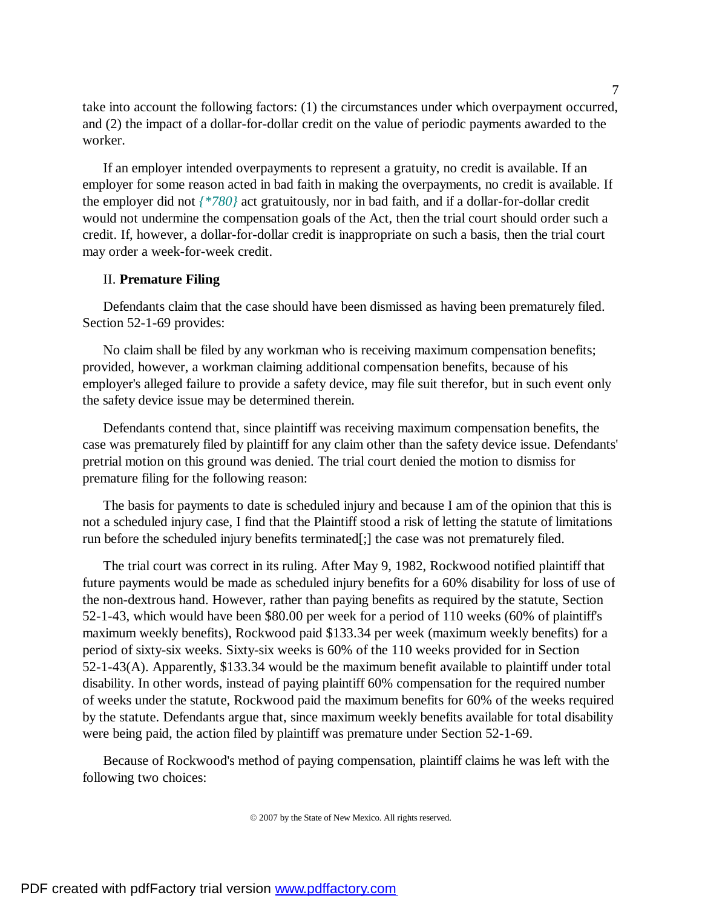take into account the following factors: (1) the circumstances under which overpayment occurred, and (2) the impact of a dollar-for-dollar credit on the value of periodic payments awarded to the worker.

If an employer intended overpayments to represent a gratuity, no credit is available. If an employer for some reason acted in bad faith in making the overpayments, no credit is available. If the employer did not *{*780}* act gratuitously, nor in bad faith, and if a dollar-for-dollar credit would not undermine the compensation goals of the Act, then the trial court should order such a credit. If, however, a dollar-for-dollar credit is inappropriate on such a basis, then the trial court may order a week-for-week credit.

## II. **Premature Filing**

Defendants claim that the case should have been dismissed as having been prematurely filed. Section 52-1-69 provides:

No claim shall be filed by any workman who is receiving maximum compensation benefits; provided, however, a workman claiming additional compensation benefits, because of his employer's alleged failure to provide a safety device, may file suit therefor, but in such event only the safety device issue may be determined therein.

Defendants contend that, since plaintiff was receiving maximum compensation benefits, the case was prematurely filed by plaintiff for any claim other than the safety device issue. Defendants' pretrial motion on this ground was denied. The trial court denied the motion to dismiss for premature filing for the following reason:

The basis for payments to date is scheduled injury and because I am of the opinion that this is not a scheduled injury case, I find that the Plaintiff stood a risk of letting the statute of limitations run before the scheduled injury benefits terminated[;] the case was not prematurely filed.

The trial court was correct in its ruling. After May 9, 1982, Rockwood notified plaintiff that future payments would be made as scheduled injury benefits for a 60% disability for loss of use of the non-dextrous hand. However, rather than paying benefits as required by the statute, Section 52-1-43, which would have been $80.00 per week for a period of 110 weeks (60% of plaintiff's maximum weekly benefits), Rockwood paid $133.34 per week (maximum weekly benefits) for a period of sixty-six weeks. Sixty-six weeks is 60% of the 110 weeks provided for in Section 52-1-43(A). Apparently, $133.34 would be the maximum benefit available to plaintiff under total disability. In other words, instead of paying plaintiff 60% compensation for the required number of weeks under the statute, Rockwood paid the maximum benefits for 60% of the weeks required by the statute. Defendants argue that, since maximum weekly benefits available for total disability were being paid, the action filed by plaintiff was premature under Section 52-1-69.

Because of Rockwood's method of paying compensation, plaintiff claims he was left with the following two choices: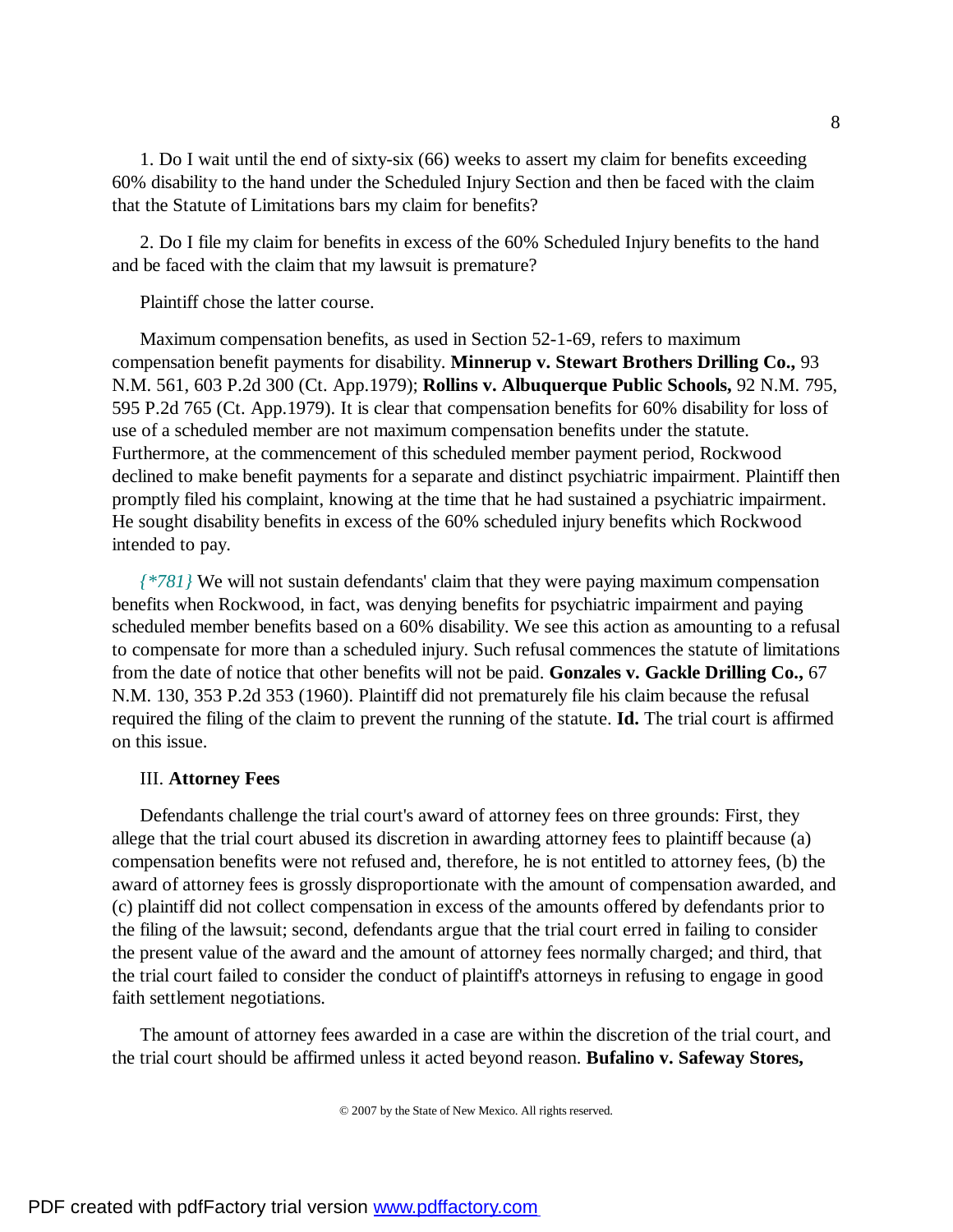1. Do I wait until the end of sixty-six (66) weeks to assert my claim for benefits exceeding 60% disability to the hand under the Scheduled Injury Section and then be faced with the claim that the Statute of Limitations bars my claim for benefits?

2. Do I file my claim for benefits in excess of the 60% Scheduled Injury benefits to the hand and be faced with the claim that my lawsuit is premature?

Plaintiff chose the latter course.

Maximum compensation benefits, as used in Section 52-1-69, refers to maximum compensation benefit payments for disability. **Minnerup v. Stewart Brothers Drilling Co.,** 93 N.M. 561, 603 P.2d 300 (Ct. App.1979); **Rollins v. Albuquerque Public Schools,** 92 N.M. 795, 595 P.2d 765 (Ct. App.1979). It is clear that compensation benefits for 60% disability for loss of use of a scheduled member are not maximum compensation benefits under the statute. Furthermore, at the commencement of this scheduled member payment period, Rockwood declined to make benefit payments for a separate and distinct psychiatric impairment. Plaintiff then promptly filed his complaint, knowing at the time that he had sustained a psychiatric impairment. He sought disability benefits in excess of the 60% scheduled injury benefits which Rockwood intended to pay.

*{\*781}* We will not sustain defendants' claim that they were paying maximum compensation benefits when Rockwood, in fact, was denying benefits for psychiatric impairment and paying scheduled member benefits based on a 60% disability. We see this action as amounting to a refusal to compensate for more than a scheduled injury. Such refusal commences the statute of limitations from the date of notice that other benefits will not be paid. **Gonzales v. Gackle Drilling Co.,** 67 N.M. 130, 353 P.2d 353 (1960). Plaintiff did not prematurely file his claim because the refusal required the filing of the claim to prevent the running of the statute. **Id.** The trial court is affirmed on this issue.

III. **Attorney Fees**

Defendants challenge the trial court's award of attorney fees on three grounds: First, they allege that the trial court abused its discretion in awarding attorney fees to plaintiff because (a) compensation benefits were not refused and, therefore, he is not entitled to attorney fees, (b) the award of attorney fees is grossly disproportionate with the amount of compensation awarded, and (c) plaintiff did not collect compensation in excess of the amounts offered by defendants prior to the filing of the lawsuit; second, defendants argue that the trial court erred in failing to consider the present value of the award and the amount of attorney fees normally charged; and third, that the trial court failed to consider the conduct of plaintiff's attorneys in refusing to engage in good faith settlement negotiations.

The amount of attorney fees awarded in a case are within the discretion of the trial court, and the trial court should be affirmed unless it acted beyond reason. **Bufalino v. Safeway Stores,**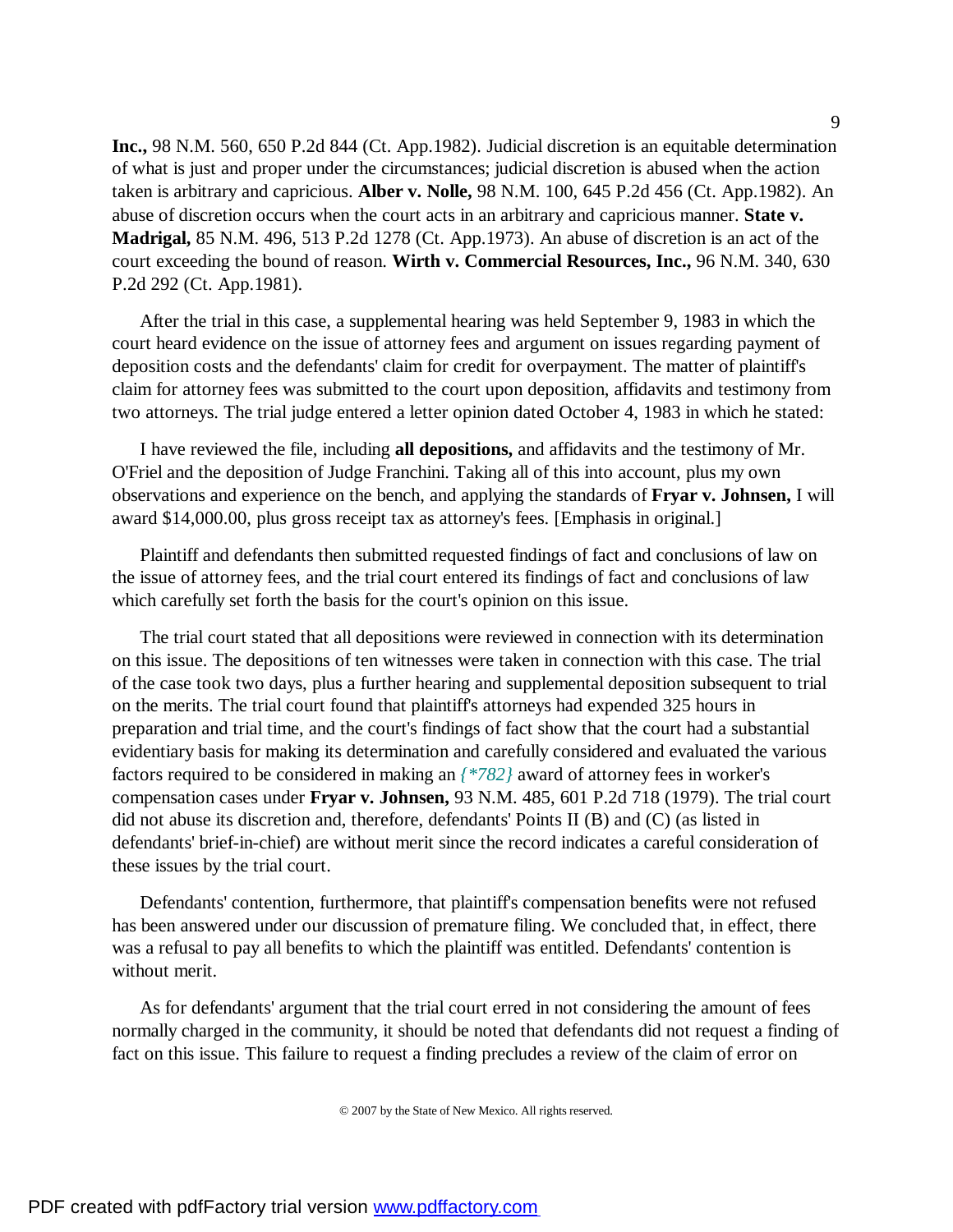**Inc.,** 98 N.M. 560, 650 P.2d 844 (Ct. App.1982). Judicial discretion is an equitable determination of what is just and proper under the circumstances; judicial discretion is abused when the action taken is arbitrary and capricious. **Alber v. Nolle,** 98 N.M. 100, 645 P.2d 456 (Ct. App.1982). An abuse of discretion occurs when the court acts in an arbitrary and capricious manner. **State v. Madrigal,** 85 N.M. 496, 513 P.2d 1278 (Ct. App.1973). An abuse of discretion is an act of the court exceeding the bound of reason. **Wirth v. Commercial Resources, Inc.,** 96 N.M. 340, 630 P.2d 292 (Ct. App.1981).

After the trial in this case, a supplemental hearing was held September 9, 1983 in which the court heard evidence on the issue of attorney fees and argument on issues regarding payment of deposition costs and the defendants' claim for credit for overpayment. The matter of plaintiff's claim for attorney fees was submitted to the court upon deposition, affidavits and testimony from two attorneys. The trial judge entered a letter opinion dated October 4, 1983 in which he stated:

I have reviewed the file, including **all depositions,** and affidavits and the testimony of Mr. O'Friel and the deposition of Judge Franchini. Taking all of this into account, plus my own observations and experience on the bench, and applying the standards of **Fryar v. Johnsen,** I will award $14,000.00, plus gross receipt tax as attorney's fees. [Emphasis in original.]

Plaintiff and defendants then submitted requested findings of fact and conclusions of law on the issue of attorney fees, and the trial court entered its findings of fact and conclusions of law which carefully set forth the basis for the court's opinion on this issue.

The trial court stated that all depositions were reviewed in connection with its determination on this issue. The depositions of ten witnesses were taken in connection with this case. The trial of the case took two days, plus a further hearing and supplemental deposition subsequent to trial on the merits. The trial court found that plaintiff's attorneys had expended 325 hours in preparation and trial time, and the court's findings of fact show that the court had a substantial evidentiary basis for making its determination and carefully considered and evaluated the various factors required to be considered in making an *{\*782}* award of attorney fees in worker's compensation cases under **Fryar v. Johnsen,** 93 N.M. 485, 601 P.2d 718 (1979). The trial court did not abuse its discretion and, therefore, defendants' Points II (B) and (C) (as listed in defendants' brief-in-chief) are without merit since the record indicates a careful consideration of these issues by the trial court.

Defendants' contention, furthermore, that plaintiff's compensation benefits were not refused has been answered under our discussion of premature filing. We concluded that, in effect, there was a refusal to pay all benefits to which the plaintiff was entitled. Defendants' contention is without merit.

As for defendants' argument that the trial court erred in not considering the amount of fees normally charged in the community, it should be noted that defendants did not request a finding of fact on this issue. This failure to request a finding precludes a review of the claim of error on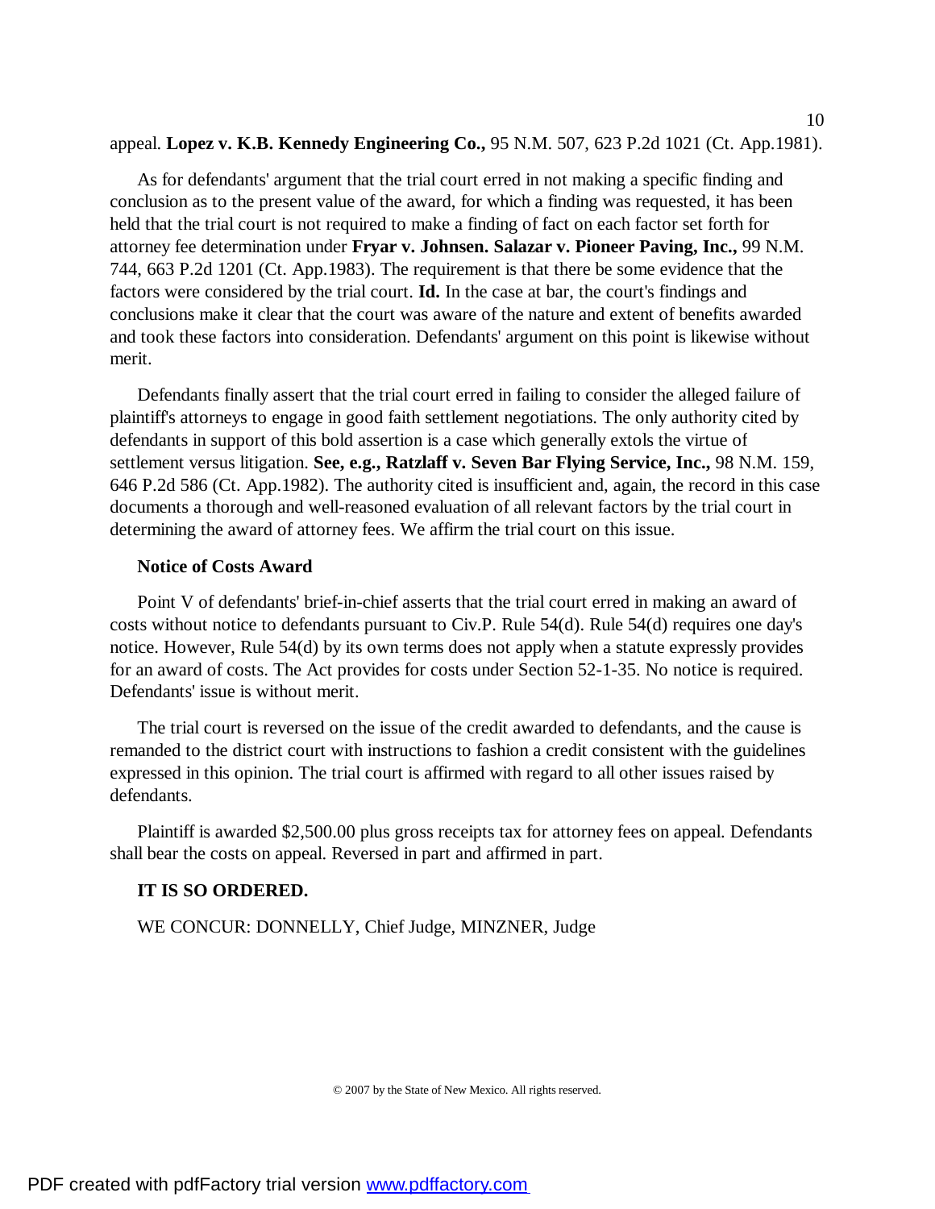appeal. **Lopez v. K.B. Kennedy Engineering Co.,** 95 N.M. 507, 623 P.2d 1021 (Ct. App.1981).

As for defendants' argument that the trial court erred in not making a specific finding and conclusion as to the present value of the award, for which a finding was requested, it has been held that the trial court is not required to make a finding of fact on each factor set forth for attorney fee determination under **Fryar v. Johnsen. Salazar v. Pioneer Paving, Inc.,** 99 N.M. 744, 663 P.2d 1201 (Ct. App.1983). The requirement is that there be some evidence that the factors were considered by the trial court. **Id.** In the case at bar, the court's findings and conclusions make it clear that the court was aware of the nature and extent of benefits awarded and took these factors into consideration. Defendants' argument on this point is likewise without merit.

Defendants finally assert that the trial court erred in failing to consider the alleged failure of plaintiff's attorneys to engage in good faith settlement negotiations. The only authority cited by defendants in support of this bold assertion is a case which generally extols the virtue of settlement versus litigation. **See, e.g., Ratzlaff v. Seven Bar Flying Service, Inc.,** 98 N.M. 159, 646 P.2d 586 (Ct. App.1982). The authority cited is insufficient and, again, the record in this case documents a thorough and well-reasoned evaluation of all relevant factors by the trial court in determining the award of attorney fees. We affirm the trial court on this issue.

**Notice of Costs Award**

Point V of defendants' brief-in-chief asserts that the trial court erred in making an award of costs without notice to defendants pursuant to Civ.P. Rule 54(d). Rule 54(d) requires one day's notice. However, Rule 54(d) by its own terms does not apply when a statute expressly provides for an award of costs. The Act provides for costs under Section 52-1-35. No notice is required. Defendants' issue is without merit.

The trial court is reversed on the issue of the credit awarded to defendants, and the cause is remanded to the district court with instructions to fashion a credit consistent with the guidelines expressed in this opinion. The trial court is affirmed with regard to all other issues raised by defendants.

Plaintiff is awarded $2,500.00 plus gross receipts tax for attorney fees on appeal. Defendants shall bear the costs on appeal. Reversed in part and affirmed in part.

**IT IS SO ORDERED.**

WE CONCUR: DONNELLY, Chief Judge, MINZNER, Judge